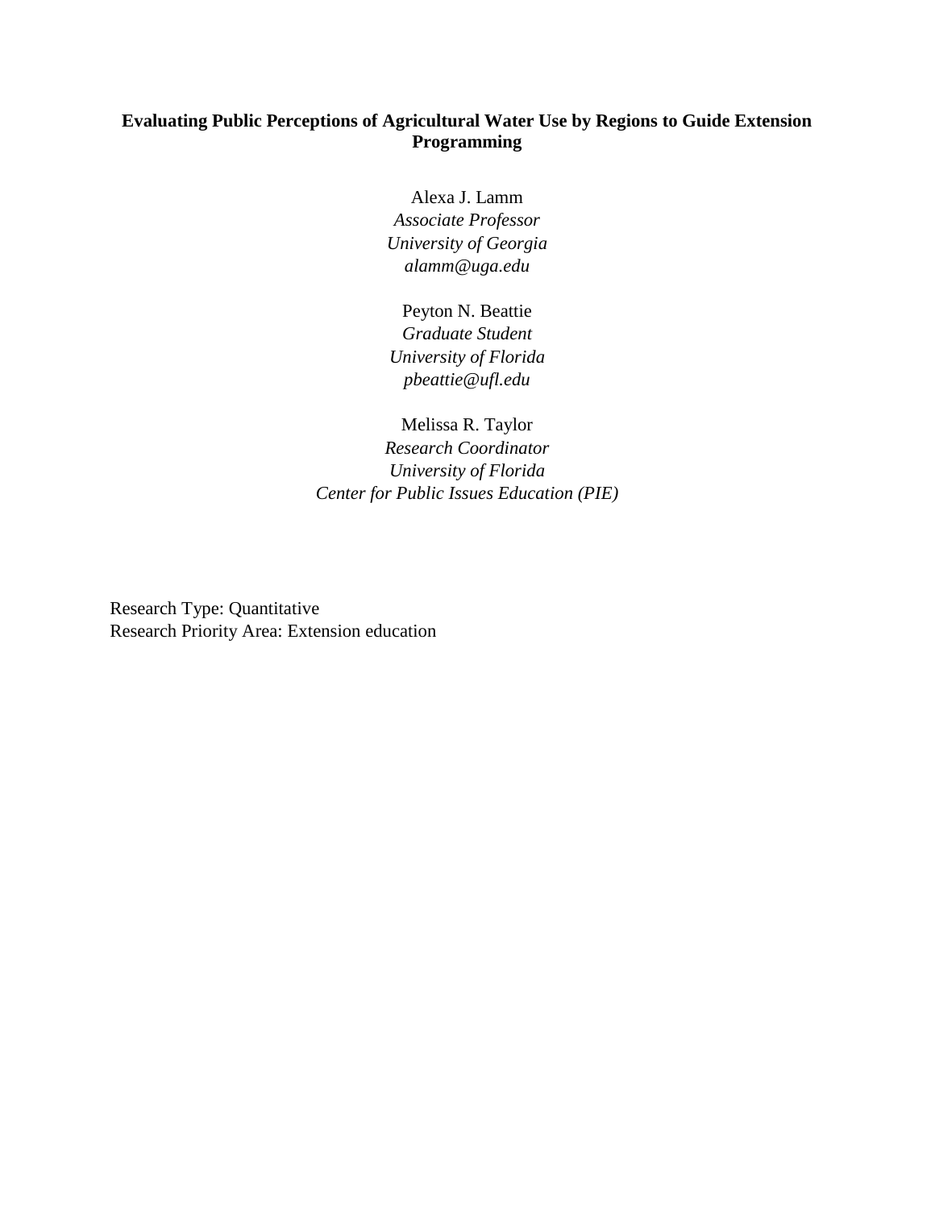# Evaluating Public Perceptions of Agricultural Water Use by Regions to Guide Extension Programming

Alexa J. Lamm
*Associate Professor*
*University of Georgia*
*alamm@uga.edu*

Peyton N. Beattie
*Graduate Student*
*University of Florida*
*pbeattie@ufl.edu*

Melissa R. Taylor
*Research Coordinator*
*University of Florida*
*Center for Public Issues Education (PIE)*

Research Type: Quantitative
Research Priority Area: Extension education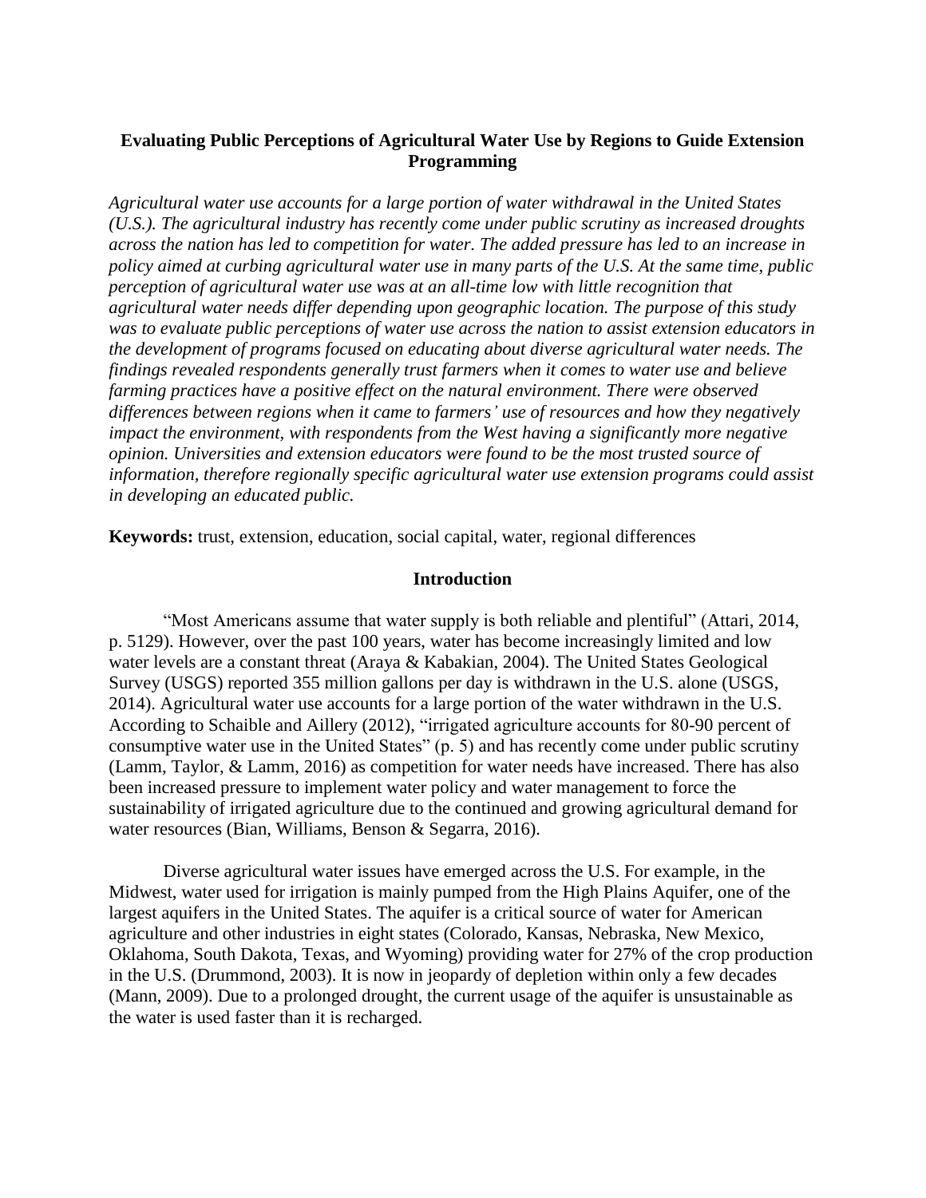## Evaluating Public Perceptions of Agricultural Water Use by Regions to Guide Extension Programming

*Agricultural water use accounts for a large portion of water withdrawal in the United States (U.S.). The agricultural industry has recently come under public scrutiny as increased droughts across the nation has led to competition for water. The added pressure has led to an increase in policy aimed at curbing agricultural water use in many parts of the U.S. At the same time, public perception of agricultural water use was at an all-time low with little recognition that agricultural water needs differ depending upon geographic location. The purpose of this study was to evaluate public perceptions of water use across the nation to assist extension educators in the development of programs focused on educating about diverse agricultural water needs. The findings revealed respondents generally trust farmers when it comes to water use and believe farming practices have a positive effect on the natural environment. There were observed differences between regions when it came to farmers' use of resources and how they negatively impact the environment, with respondents from the West having a significantly more negative opinion. Universities and extension educators were found to be the most trusted source of information, therefore regionally specific agricultural water use extension programs could assist in developing an educated public.*

**Keywords:** trust, extension, education, social capital, water, regional differences

### Introduction

"Most Americans assume that water supply is both reliable and plentiful" (Attari, 2014, p. 5129). However, over the past 100 years, water has become increasingly limited and low water levels are a constant threat (Araya & Kabakian, 2004). The United States Geological Survey (USGS) reported 355 million gallons per day is withdrawn in the U.S. alone (USGS, 2014). Agricultural water use accounts for a large portion of the water withdrawn in the U.S. According to Schaible and Aillery (2012), "irrigated agriculture accounts for 80-90 percent of consumptive water use in the United States" (p. 5) and has recently come under public scrutiny (Lamm, Taylor, & Lamm, 2016) as competition for water needs have increased. There has also been increased pressure to implement water policy and water management to force the sustainability of irrigated agriculture due to the continued and growing agricultural demand for water resources (Bian, Williams, Benson & Segarra, 2016).

Diverse agricultural water issues have emerged across the U.S. For example, in the Midwest, water used for irrigation is mainly pumped from the High Plains Aquifer, one of the largest aquifers in the United States. The aquifer is a critical source of water for American agriculture and other industries in eight states (Colorado, Kansas, Nebraska, New Mexico, Oklahoma, South Dakota, Texas, and Wyoming) providing water for 27% of the crop production in the U.S. (Drummond, 2003). It is now in jeopardy of depletion within only a few decades (Mann, 2009). Due to a prolonged drought, the current usage of the aquifer is unsustainable as the water is used faster than it is recharged.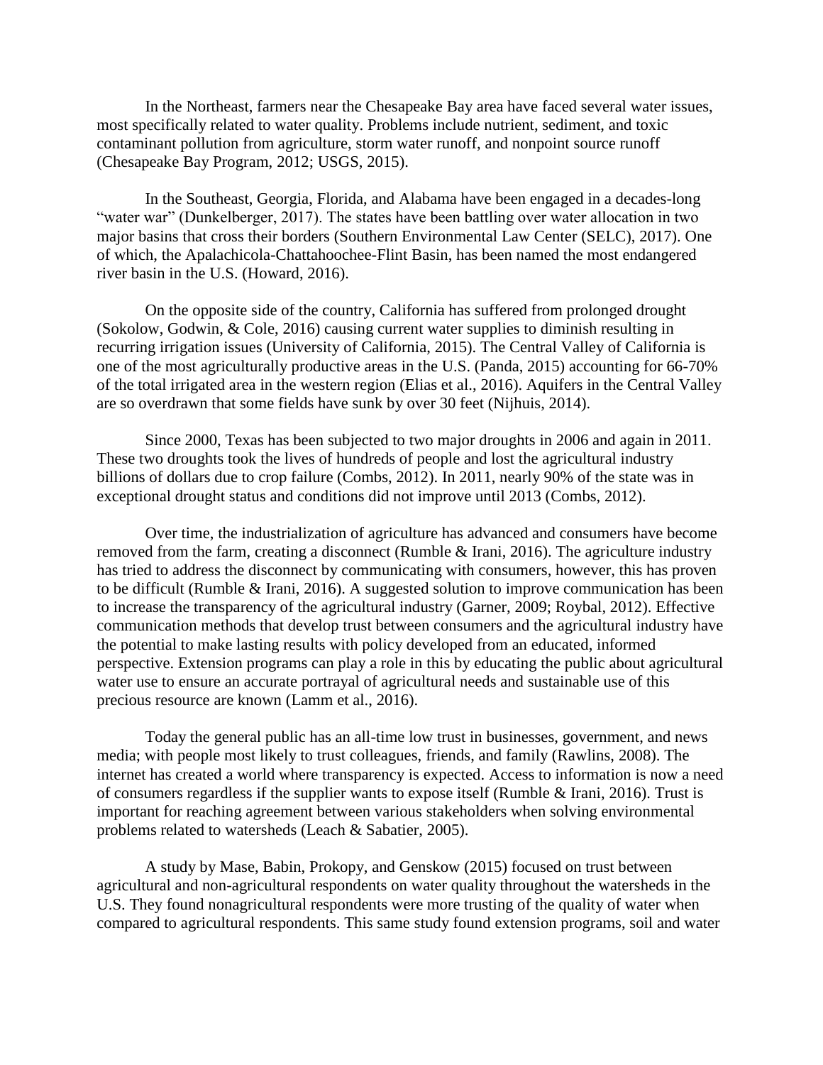In the Northeast, farmers near the Chesapeake Bay area have faced several water issues, most specifically related to water quality. Problems include nutrient, sediment, and toxic contaminant pollution from agriculture, storm water runoff, and nonpoint source runoff (Chesapeake Bay Program, 2012; USGS, 2015).

In the Southeast, Georgia, Florida, and Alabama have been engaged in a decades-long "water war" (Dunkelberger, 2017). The states have been battling over water allocation in two major basins that cross their borders (Southern Environmental Law Center (SELC), 2017). One of which, the Apalachicola-Chattahoochee-Flint Basin, has been named the most endangered river basin in the U.S. (Howard, 2016).

On the opposite side of the country, California has suffered from prolonged drought (Sokolow, Godwin, & Cole, 2016) causing current water supplies to diminish resulting in recurring irrigation issues (University of California, 2015). The Central Valley of California is one of the most agriculturally productive areas in the U.S. (Panda, 2015) accounting for 66-70% of the total irrigated area in the western region (Elias et al., 2016). Aquifers in the Central Valley are so overdrawn that some fields have sunk by over 30 feet (Nijhuis, 2014).

Since 2000, Texas has been subjected to two major droughts in 2006 and again in 2011. These two droughts took the lives of hundreds of people and lost the agricultural industry billions of dollars due to crop failure (Combs, 2012). In 2011, nearly 90% of the state was in exceptional drought status and conditions did not improve until 2013 (Combs, 2012).

Over time, the industrialization of agriculture has advanced and consumers have become removed from the farm, creating a disconnect (Rumble & Irani, 2016). The agriculture industry has tried to address the disconnect by communicating with consumers, however, this has proven to be difficult (Rumble & Irani, 2016). A suggested solution to improve communication has been to increase the transparency of the agricultural industry (Garner, 2009; Roybal, 2012). Effective communication methods that develop trust between consumers and the agricultural industry have the potential to make lasting results with policy developed from an educated, informed perspective. Extension programs can play a role in this by educating the public about agricultural water use to ensure an accurate portrayal of agricultural needs and sustainable use of this precious resource are known (Lamm et al., 2016).

Today the general public has an all-time low trust in businesses, government, and news media; with people most likely to trust colleagues, friends, and family (Rawlins, 2008). The internet has created a world where transparency is expected. Access to information is now a need of consumers regardless if the supplier wants to expose itself (Rumble & Irani, 2016). Trust is important for reaching agreement between various stakeholders when solving environmental problems related to watersheds (Leach & Sabatier, 2005).

A study by Mase, Babin, Prokopy, and Genskow (2015) focused on trust between agricultural and non-agricultural respondents on water quality throughout the watersheds in the U.S. They found nonagricultural respondents were more trusting of the quality of water when compared to agricultural respondents. This same study found extension programs, soil and water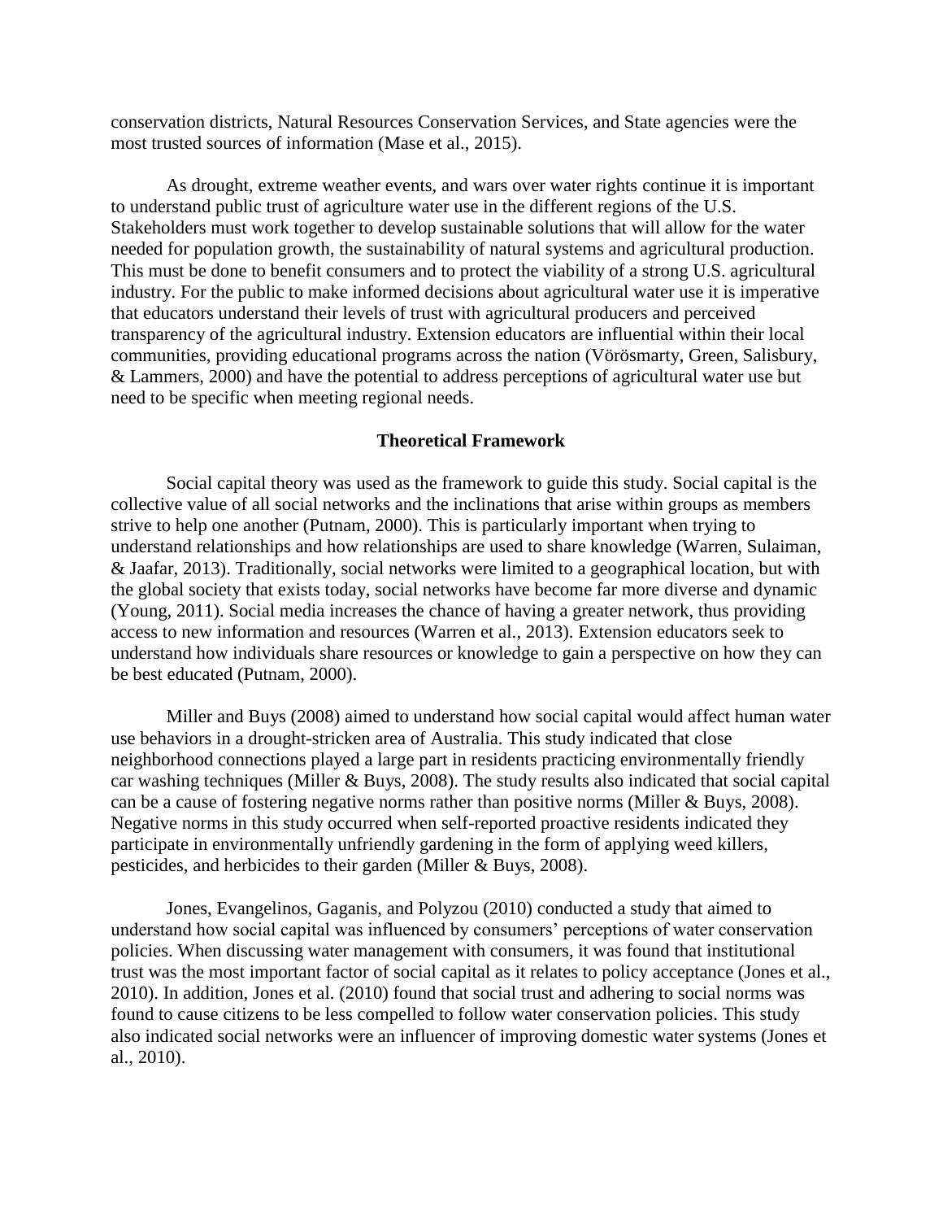conservation districts, Natural Resources Conservation Services, and State agencies were the most trusted sources of information (Mase et al., 2015).

As drought, extreme weather events, and wars over water rights continue it is important to understand public trust of agriculture water use in the different regions of the U.S. Stakeholders must work together to develop sustainable solutions that will allow for the water needed for population growth, the sustainability of natural systems and agricultural production. This must be done to benefit consumers and to protect the viability of a strong U.S. agricultural industry. For the public to make informed decisions about agricultural water use it is imperative that educators understand their levels of trust with agricultural producers and perceived transparency of the agricultural industry. Extension educators are influential within their local communities, providing educational programs across the nation (Vörösmarty, Green, Salisbury, & Lammers, 2000) and have the potential to address perceptions of agricultural water use but need to be specific when meeting regional needs.

## Theoretical Framework

Social capital theory was used as the framework to guide this study. Social capital is the collective value of all social networks and the inclinations that arise within groups as members strive to help one another (Putnam, 2000). This is particularly important when trying to understand relationships and how relationships are used to share knowledge (Warren, Sulaiman, & Jaafar, 2013). Traditionally, social networks were limited to a geographical location, but with the global society that exists today, social networks have become far more diverse and dynamic (Young, 2011). Social media increases the chance of having a greater network, thus providing access to new information and resources (Warren et al., 2013). Extension educators seek to understand how individuals share resources or knowledge to gain a perspective on how they can be best educated (Putnam, 2000).

Miller and Buys (2008) aimed to understand how social capital would affect human water use behaviors in a drought-stricken area of Australia. This study indicated that close neighborhood connections played a large part in residents practicing environmentally friendly car washing techniques (Miller & Buys, 2008). The study results also indicated that social capital can be a cause of fostering negative norms rather than positive norms (Miller & Buys, 2008). Negative norms in this study occurred when self-reported proactive residents indicated they participate in environmentally unfriendly gardening in the form of applying weed killers, pesticides, and herbicides to their garden (Miller & Buys, 2008).

Jones, Evangelinos, Gaganis, and Polyzou (2010) conducted a study that aimed to understand how social capital was influenced by consumers' perceptions of water conservation policies. When discussing water management with consumers, it was found that institutional trust was the most important factor of social capital as it relates to policy acceptance (Jones et al., 2010). In addition, Jones et al. (2010) found that social trust and adhering to social norms was found to cause citizens to be less compelled to follow water conservation policies. This study also indicated social networks were an influencer of improving domestic water systems (Jones et al., 2010).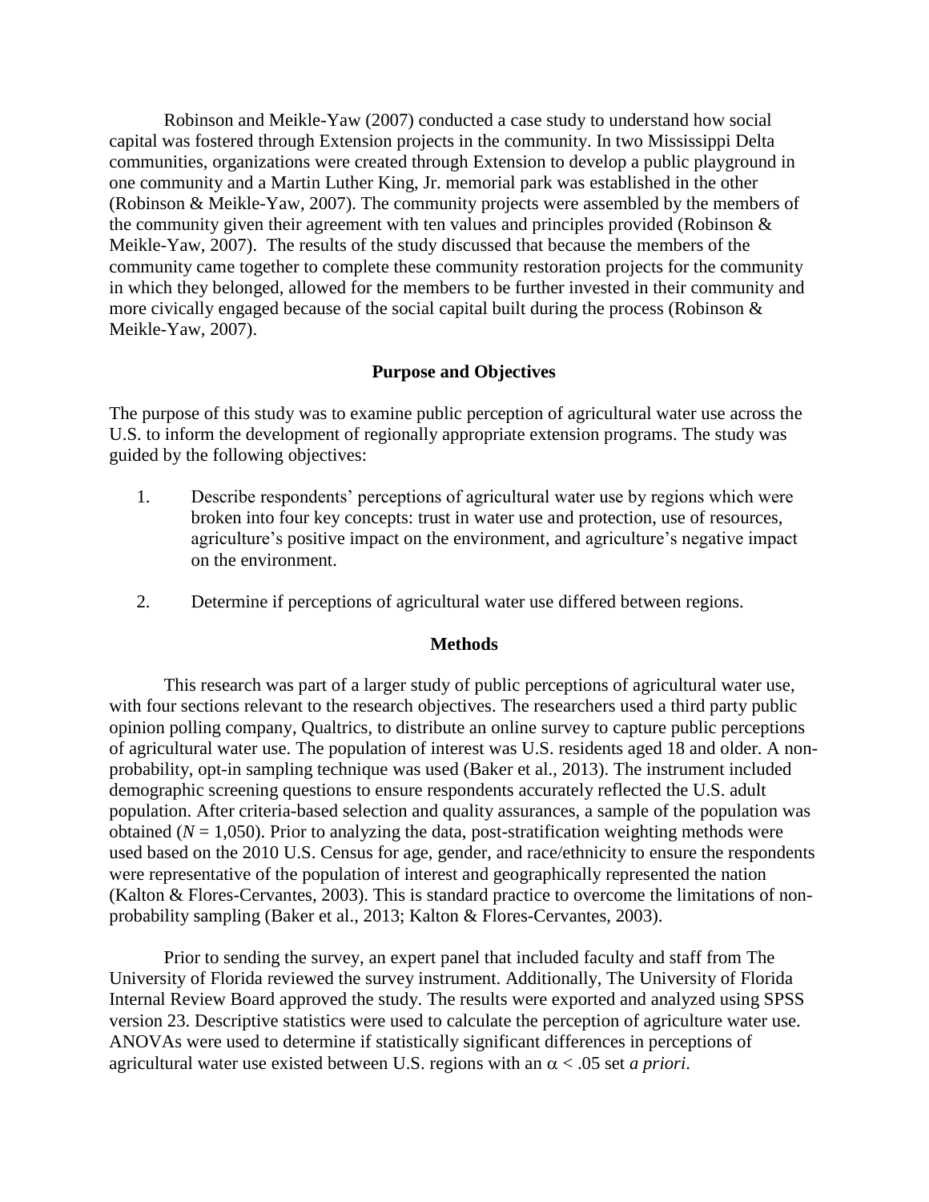Robinson and Meikle-Yaw (2007) conducted a case study to understand how social capital was fostered through Extension projects in the community. In two Mississippi Delta communities, organizations were created through Extension to develop a public playground in one community and a Martin Luther King, Jr. memorial park was established in the other (Robinson & Meikle-Yaw, 2007). The community projects were assembled by the members of the community given their agreement with ten values and principles provided (Robinson & Meikle-Yaw, 2007). The results of the study discussed that because the members of the community came together to complete these community restoration projects for the community in which they belonged, allowed for the members to be further invested in their community and more civically engaged because of the social capital built during the process (Robinson & Meikle-Yaw, 2007).

## Purpose and Objectives

The purpose of this study was to examine public perception of agricultural water use across the U.S. to inform the development of regionally appropriate extension programs. The study was guided by the following objectives:

1. Describe respondents' perceptions of agricultural water use by regions which were broken into four key concepts: trust in water use and protection, use of resources, agriculture's positive impact on the environment, and agriculture's negative impact on the environment.
2. Determine if perceptions of agricultural water use differed between regions.

## Methods

This research was part of a larger study of public perceptions of agricultural water use, with four sections relevant to the research objectives. The researchers used a third party public opinion polling company, Qualtrics, to distribute an online survey to capture public perceptions of agricultural water use. The population of interest was U.S. residents aged 18 and older. A non-probability, opt-in sampling technique was used (Baker et al., 2013). The instrument included demographic screening questions to ensure respondents accurately reflected the U.S. adult population. After criteria-based selection and quality assurances, a sample of the population was obtained ($N = 1{,}050$). Prior to analyzing the data, post-stratification weighting methods were used based on the 2010 U.S. Census for age, gender, and race/ethnicity to ensure the respondents were representative of the population of interest and geographically represented the nation (Kalton & Flores-Cervantes, 2003). This is standard practice to overcome the limitations of non-probability sampling (Baker et al., 2013; Kalton & Flores-Cervantes, 2003).

Prior to sending the survey, an expert panel that included faculty and staff from The University of Florida reviewed the survey instrument. Additionally, The University of Florida Internal Review Board approved the study. The results were exported and analyzed using SPSS version 23. Descriptive statistics were used to calculate the perception of agriculture water use. ANOVAs were used to determine if statistically significant differences in perceptions of agricultural water use existed between U.S. regions with an $\alpha < .05$ set *a priori*.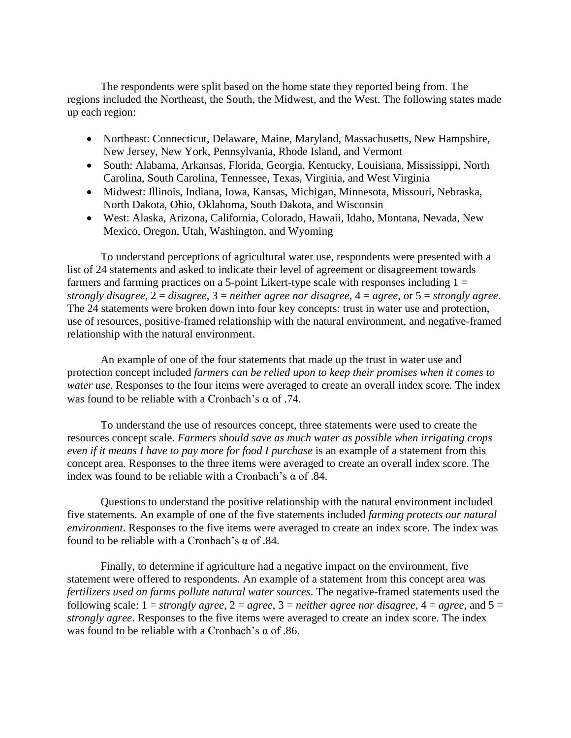The respondents were split based on the home state they reported being from. The regions included the Northeast, the South, the Midwest, and the West. The following states made up each region:

- Northeast: Connecticut, Delaware, Maine, Maryland, Massachusetts, New Hampshire, New Jersey, New York, Pennsylvania, Rhode Island, and Vermont
- South: Alabama, Arkansas, Florida, Georgia, Kentucky, Louisiana, Mississippi, North Carolina, South Carolina, Tennessee, Texas, Virginia, and West Virginia
- Midwest: Illinois, Indiana, Iowa, Kansas, Michigan, Minnesota, Missouri, Nebraska, North Dakota, Ohio, Oklahoma, South Dakota, and Wisconsin
- West: Alaska, Arizona, California, Colorado, Hawaii, Idaho, Montana, Nevada, New Mexico, Oregon, Utah, Washington, and Wyoming

To understand perceptions of agricultural water use, respondents were presented with a list of 24 statements and asked to indicate their level of agreement or disagreement towards farmers and farming practices on a 5-point Likert-type scale with responses including 1 = *strongly disagree*, 2 = *disagree*, 3 = *neither agree nor disagree*, 4 = *agree*, or 5 = *strongly agree*. The 24 statements were broken down into four key concepts: trust in water use and protection, use of resources, positive-framed relationship with the natural environment, and negative-framed relationship with the natural environment.

An example of one of the four statements that made up the trust in water use and protection concept included *farmers can be relied upon to keep their promises when it comes to water use*. Responses to the four items were averaged to create an overall index score. The index was found to be reliable with a Cronbach's $\alpha$ of .74.

To understand the use of resources concept, three statements were used to create the resources concept scale. *Farmers should save as much water as possible when irrigating crops even if it means I have to pay more for food I purchase* is an example of a statement from this concept area. Responses to the three items were averaged to create an overall index score. The index was found to be reliable with a Cronbach's $\alpha$ of .84.

Questions to understand the positive relationship with the natural environment included five statements. An example of one of the five statements included *farming protects our natural environment*. Responses to the five items were averaged to create an index score. The index was found to be reliable with a Cronbach's $\alpha$ of .84.

Finally, to determine if agriculture had a negative impact on the environment, five statement were offered to respondents. An example of a statement from this concept area was *fertilizers used on farms pollute natural water sources*. The negative-framed statements used the following scale: 1 = *strongly agree*, 2 = *agree*, 3 = *neither agree nor disagree*, 4 = *agree*, and 5 = *strongly agree*. Responses to the five items were averaged to create an index score. The index was found to be reliable with a Cronbach's $\alpha$ of .86.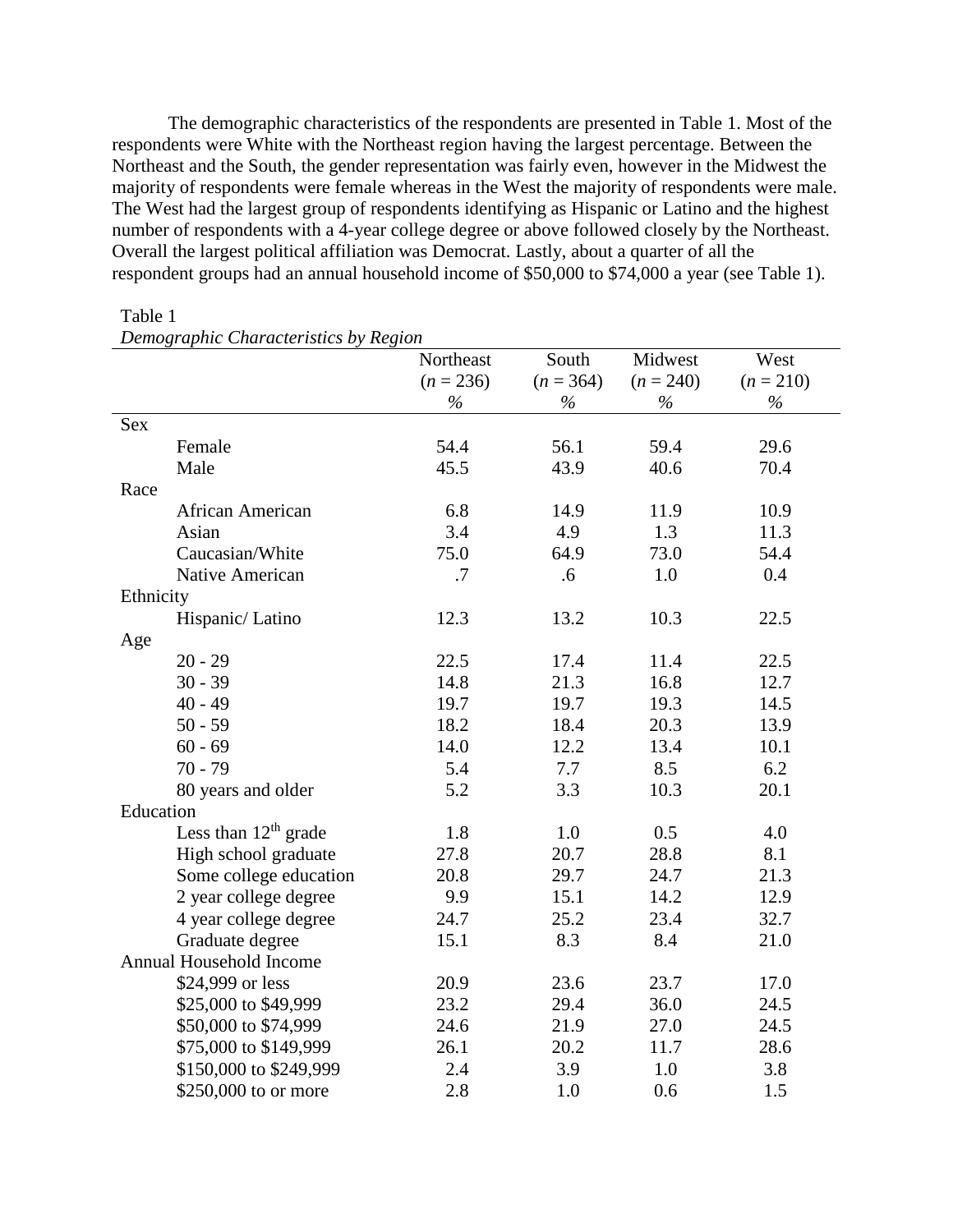The demographic characteristics of the respondents are presented in Table 1. Most of the respondents were White with the Northeast region having the largest percentage. Between the Northeast and the South, the gender representation was fairly even, however in the Midwest the majority of respondents were female whereas in the West the majority of respondents were male. The West had the largest group of respondents identifying as Hispanic or Latino and the highest number of respondents with a 4-year college degree or above followed closely by the Northeast. Overall the largest political affiliation was Democrat. Lastly, about a quarter of all the respondent groups had an annual household income of $50,000 to $74,000 a year (see Table 1).

Table 1

*Demographic Characteristics by Region*

| | Northeast (*n* = 236) % | South (*n* = 364) % | Midwest (*n* = 240) % | West (*n* = 210) % |
|---|---|---|---|---|
| Sex | | | | |
| Female | 54.4 | 56.1 | 59.4 | 29.6 |
| Male | 45.5 | 43.9 | 40.6 | 70.4 |
| Race | | | | |
| African American | 6.8 | 14.9 | 11.9 | 10.9 |
| Asian | 3.4 | 4.9 | 1.3 | 11.3 |
| Caucasian/White | 75.0 | 64.9 | 73.0 | 54.4 |
| Native American | .7 | .6 | 1.0 | 0.4 |
| Ethnicity | | | | |
| Hispanic/ Latino | 12.3 | 13.2 | 10.3 | 22.5 |
| Age | | | | |
| 20 - 29 | 22.5 | 17.4 | 11.4 | 22.5 |
| 30 - 39 | 14.8 | 21.3 | 16.8 | 12.7 |
| 40 - 49 | 19.7 | 19.7 | 19.3 | 14.5 |
| 50 - 59 | 18.2 | 18.4 | 20.3 | 13.9 |
| 60 - 69 | 14.0 | 12.2 | 13.4 | 10.1 |
| 70 - 79 | 5.4 | 7.7 | 8.5 | 6.2 |
| 80 years and older | 5.2 | 3.3 | 10.3 | 20.1 |
| Education | | | | |
| Less than 12th grade | 1.8 | 1.0 | 0.5 | 4.0 |
| High school graduate | 27.8 | 20.7 | 28.8 | 8.1 |
| Some college education | 20.8 | 29.7 | 24.7 | 21.3 |
| 2 year college degree | 9.9 | 15.1 | 14.2 | 12.9 |
| 4 year college degree | 24.7 | 25.2 | 23.4 | 32.7 |
| Graduate degree | 15.1 | 8.3 | 8.4 | 21.0 |
| Annual Household Income | | | | |
| $24,999 or less | 20.9 | 23.6 | 23.7 | 17.0 |
| $25,000 to $49,999 | 23.2 | 29.4 | 36.0 | 24.5 |
| $50,000 to $74,999 | 24.6 | 21.9 | 27.0 | 24.5 |
| $75,000 to $149,999 | 26.1 | 20.2 | 11.7 | 28.6 |
| $150,000 to $249,999 | 2.4 | 3.9 | 1.0 | 3.8 |
| $250,000 to or more | 2.8 | 1.0 | 0.6 | 1.5 |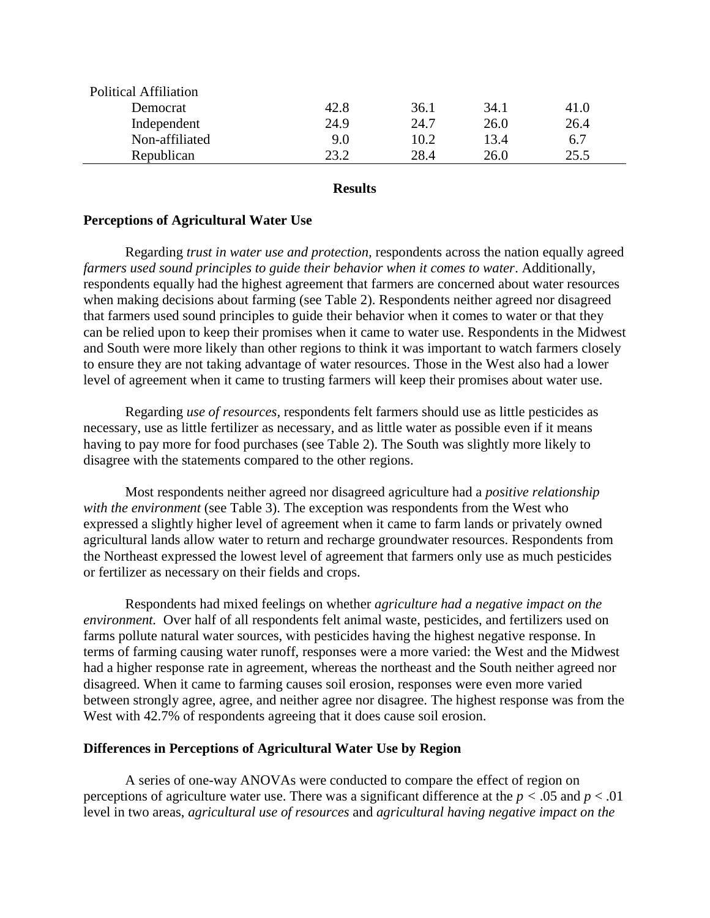| | | | | |
|---|---|---|---|---|
| Political Affiliation | | | | |
| Democrat | 42.8 | 36.1 | 34.1 | 41.0 |
| Independent | 24.9 | 24.7 | 26.0 | 26.4 |
| Non-affiliated | 9.0 | 10.2 | 13.4 | 6.7 |
| Republican | 23.2 | 28.4 | 26.0 | 25.5 |

## Results

### Perceptions of Agricultural Water Use

Regarding *trust in water use and protection*, respondents across the nation equally agreed *farmers used sound principles to guide their behavior when it comes to water*. Additionally, respondents equally had the highest agreement that farmers are concerned about water resources when making decisions about farming (see Table 2). Respondents neither agreed nor disagreed that farmers used sound principles to guide their behavior when it comes to water or that they can be relied upon to keep their promises when it came to water use. Respondents in the Midwest and South were more likely than other regions to think it was important to watch farmers closely to ensure they are not taking advantage of water resources. Those in the West also had a lower level of agreement when it came to trusting farmers will keep their promises about water use.

Regarding *use of resources,* respondents felt farmers should use as little pesticides as necessary, use as little fertilizer as necessary, and as little water as possible even if it means having to pay more for food purchases (see Table 2). The South was slightly more likely to disagree with the statements compared to the other regions.

Most respondents neither agreed nor disagreed agriculture had a *positive relationship with the environment* (see Table 3). The exception was respondents from the West who expressed a slightly higher level of agreement when it came to farm lands or privately owned agricultural lands allow water to return and recharge groundwater resources. Respondents from the Northeast expressed the lowest level of agreement that farmers only use as much pesticides or fertilizer as necessary on their fields and crops.

Respondents had mixed feelings on whether *agriculture had a negative impact on the environment.* Over half of all respondents felt animal waste, pesticides, and fertilizers used on farms pollute natural water sources, with pesticides having the highest negative response. In terms of farming causing water runoff, responses were a more varied: the West and the Midwest had a higher response rate in agreement, whereas the northeast and the South neither agreed nor disagreed. When it came to farming causes soil erosion, responses were even more varied between strongly agree, agree, and neither agree nor disagree. The highest response was from the West with 42.7% of respondents agreeing that it does cause soil erosion.

### Differences in Perceptions of Agricultural Water Use by Region

A series of one-way ANOVAs were conducted to compare the effect of region on perceptions of agriculture water use. There was a significant difference at the $p < .05$ and $p < .01$ level in two areas, *agricultural use of resources* and *agricultural having negative impact on the*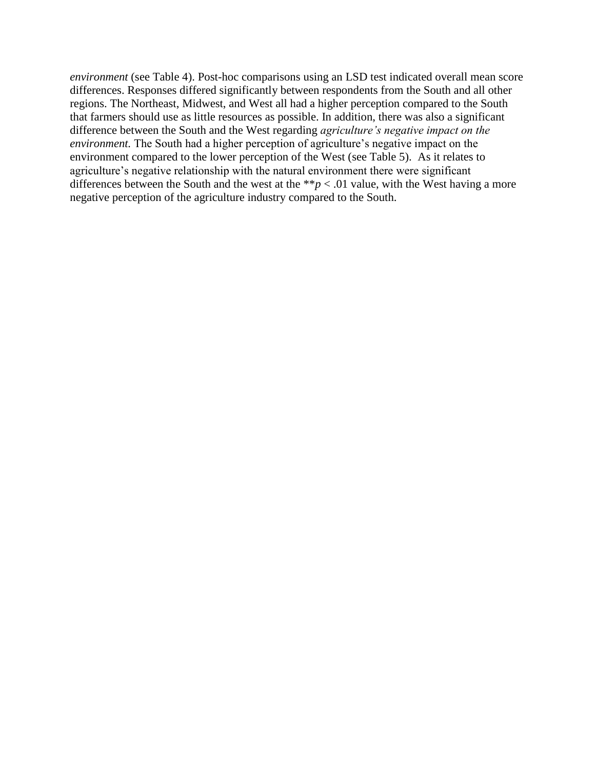*environment* (see Table 4). Post-hoc comparisons using an LSD test indicated overall mean score differences. Responses differed significantly between respondents from the South and all other regions. The Northeast, Midwest, and West all had a higher perception compared to the South that farmers should use as little resources as possible. In addition, there was also a significant difference between the South and the West regarding *agriculture's negative impact on the environment.* The South had a higher perception of agriculture's negative impact on the environment compared to the lower perception of the West (see Table 5). As it relates to agriculture's negative relationship with the natural environment there were significant differences between the South and the west at the $^{**}p < .01$ value, with the West having a more negative perception of the agriculture industry compared to the South.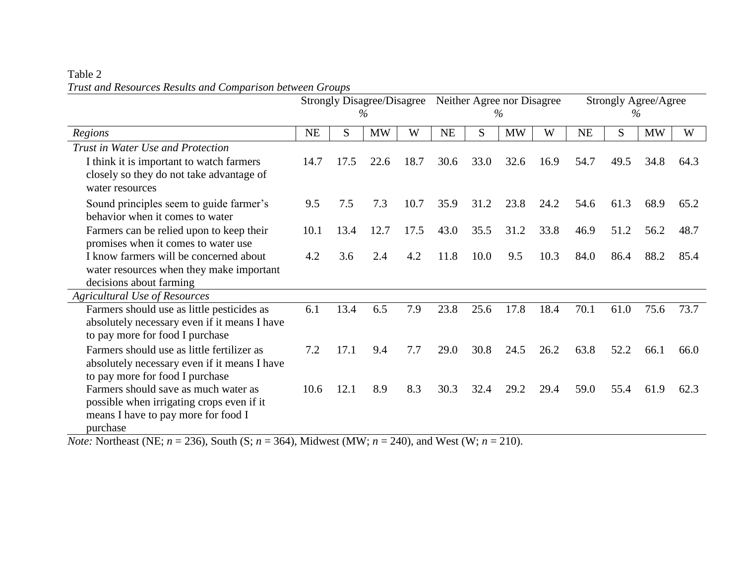Table 2

*Trust and Resources Results and Comparison between Groups*

| | Strongly Disagree/Disagree % | | | | Neither Agree nor Disagree % | | | | Strongly Agree/Agree % | | | |
|---|---|---|---|---|---|---|---|---|---|---|---|---|
| *Regions* | NE | S | MW | W | NE | S | MW | W | NE | S | MW | W |
| *Trust in Water Use and Protection* | | | | | | | | | | | | |
| I think it is important to watch farmers closely so they do not take advantage of water resources | 14.7 | 17.5 | 22.6 | 18.7 | 30.6 | 33.0 | 32.6 | 16.9 | 54.7 | 49.5 | 34.8 | 64.3 |
| Sound principles seem to guide farmer's behavior when it comes to water | 9.5 | 7.5 | 7.3 | 10.7 | 35.9 | 31.2 | 23.8 | 24.2 | 54.6 | 61.3 | 68.9 | 65.2 |
| Farmers can be relied upon to keep their promises when it comes to water use | 10.1 | 13.4 | 12.7 | 17.5 | 43.0 | 35.5 | 31.2 | 33.8 | 46.9 | 51.2 | 56.2 | 48.7 |
| I know farmers will be concerned about water resources when they make important decisions about farming | 4.2 | 3.6 | 2.4 | 4.2 | 11.8 | 10.0 | 9.5 | 10.3 | 84.0 | 86.4 | 88.2 | 85.4 |
| *Agricultural Use of Resources* | | | | | | | | | | | | |
| Farmers should use as little pesticides as absolutely necessary even if it means I have to pay more for food I purchase | 6.1 | 13.4 | 6.5 | 7.9 | 23.8 | 25.6 | 17.8 | 18.4 | 70.1 | 61.0 | 75.6 | 73.7 |
| Farmers should use as little fertilizer as absolutely necessary even if it means I have to pay more for food I purchase | 7.2 | 17.1 | 9.4 | 7.7 | 29.0 | 30.8 | 24.5 | 26.2 | 63.8 | 52.2 | 66.1 | 66.0 |
| Farmers should save as much water as possible when irrigating crops even if it means I have to pay more for food I purchase | 10.6 | 12.1 | 8.9 | 8.3 | 30.3 | 32.4 | 29.2 | 29.4 | 59.0 | 55.4 | 61.9 | 62.3 |

*Note:* Northeast (NE; $n$ = 236), South (S; $n$ = 364), Midwest (MW; $n$ = 240), and West (W; $n$ = 210).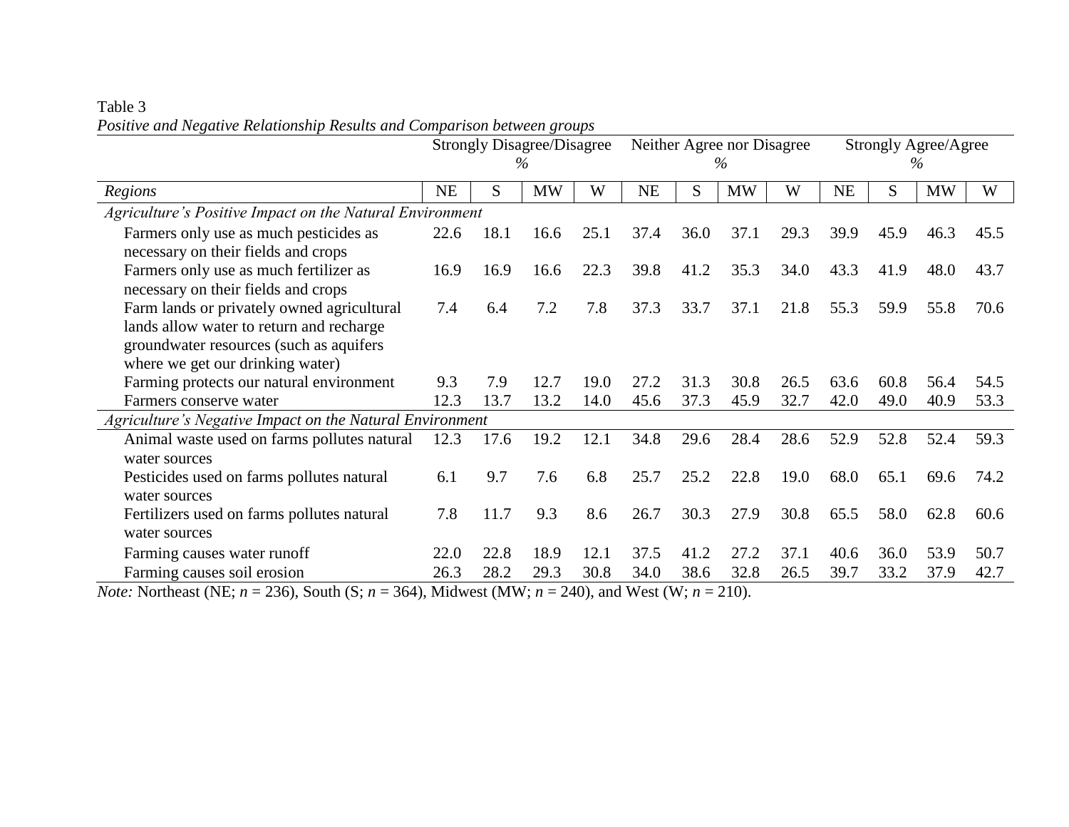Table 3

*Positive and Negative Relationship Results and Comparison between groups*

| | Strongly Disagree/Disagree % | | | | Neither Agree nor Disagree % | | | | Strongly Agree/Agree % | | | |
|---|---|---|---|---|---|---|---|---|---|---|---|---|
| *Regions* | NE | S | MW | W | NE | S | MW | W | NE | S | MW | W |
| *Agriculture's Positive Impact on the Natural Environment* | | | | | | | | | | | | |
| Farmers only use as much pesticides as necessary on their fields and crops | 22.6 | 18.1 | 16.6 | 25.1 | 37.4 | 36.0 | 37.1 | 29.3 | 39.9 | 45.9 | 46.3 | 45.5 |
| Farmers only use as much fertilizer as necessary on their fields and crops | 16.9 | 16.9 | 16.6 | 22.3 | 39.8 | 41.2 | 35.3 | 34.0 | 43.3 | 41.9 | 48.0 | 43.7 |
| Farm lands or privately owned agricultural lands allow water to return and recharge groundwater resources (such as aquifers where we get our drinking water) | 7.4 | 6.4 | 7.2 | 7.8 | 37.3 | 33.7 | 37.1 | 21.8 | 55.3 | 59.9 | 55.8 | 70.6 |
| Farming protects our natural environment | 9.3 | 7.9 | 12.7 | 19.0 | 27.2 | 31.3 | 30.8 | 26.5 | 63.6 | 60.8 | 56.4 | 54.5 |
| Farmers conserve water | 12.3 | 13.7 | 13.2 | 14.0 | 45.6 | 37.3 | 45.9 | 32.7 | 42.0 | 49.0 | 40.9 | 53.3 |
| *Agriculture's Negative Impact on the Natural Environment* | | | | | | | | | | | | |
| Animal waste used on farms pollutes natural water sources | 12.3 | 17.6 | 19.2 | 12.1 | 34.8 | 29.6 | 28.4 | 28.6 | 52.9 | 52.8 | 52.4 | 59.3 |
| Pesticides used on farms pollutes natural water sources | 6.1 | 9.7 | 7.6 | 6.8 | 25.7 | 25.2 | 22.8 | 19.0 | 68.0 | 65.1 | 69.6 | 74.2 |
| Fertilizers used on farms pollutes natural water sources | 7.8 | 11.7 | 9.3 | 8.6 | 26.7 | 30.3 | 27.9 | 30.8 | 65.5 | 58.0 | 62.8 | 60.6 |
| Farming causes water runoff | 22.0 | 22.8 | 18.9 | 12.1 | 37.5 | 41.2 | 27.2 | 37.1 | 40.6 | 36.0 | 53.9 | 50.7 |
| Farming causes soil erosion | 26.3 | 28.2 | 29.3 | 30.8 | 34.0 | 38.6 | 32.8 | 26.5 | 39.7 | 33.2 | 37.9 | 42.7 |

*Note:* Northeast (NE; $n = 236$), South (S; $n = 364$), Midwest (MW; $n = 240$), and West (W; $n = 210$).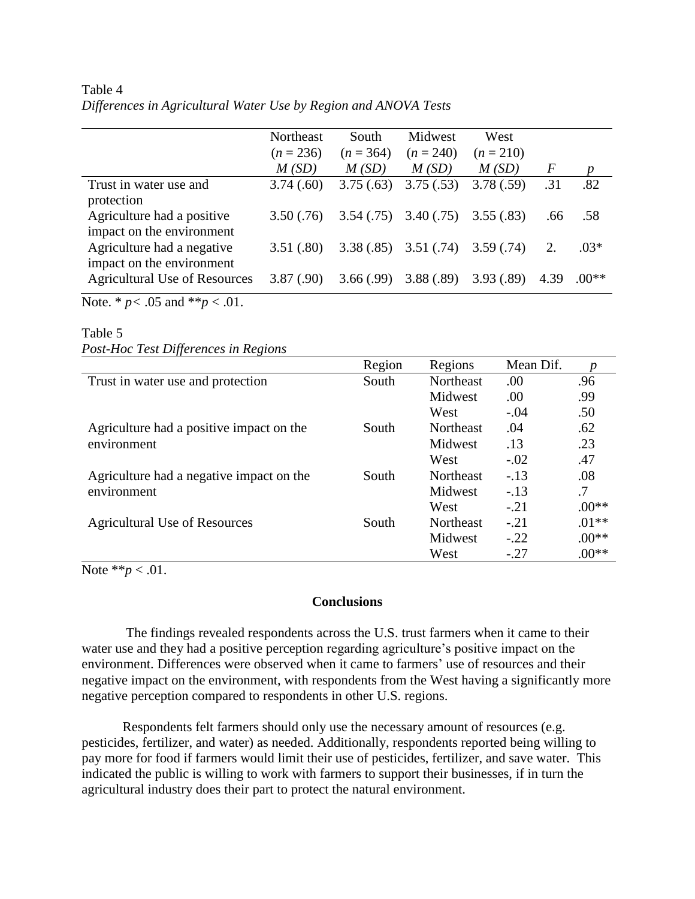Table 4

*Differences in Agricultural Water Use by Region and ANOVA Tests*

| | Northeast ($n$ = 236) $M$ $(SD)$ | South ($n$ = 364) $M$ $(SD)$ | Midwest ($n$ = 240) $M$ $(SD)$ | West ($n$ = 210) $M$ $(SD)$ | $F$ | $p$ |
|---|---|---|---|---|---|---|
| Trust in water use and protection | 3.74 (.60) | 3.75 (.63) | 3.75 (.53) | 3.78 (.59) | .31 | .82 |
| Agriculture had a positive impact on the environment | 3.50 (.76) | 3.54 (.75) | 3.40 (.75) | 3.55 (.83) | .66 | .58 |
| Agriculture had a negative impact on the environment | 3.51 (.80) | 3.38 (.85) | 3.51 (.74) | 3.59 (.74) | 2. | .03* |
| Agricultural Use of Resources | 3.87 (.90) | 3.66 (.99) | 3.88 (.89) | 3.93 (.89) | 4.39 | .00** |

Note. * $p < .05$ and ** $p < .01$.

Table 5

*Post-Hoc Test Differences in Regions*

| | Region | Regions | Mean Dif. | $p$ |
|---|---|---|---|---|
| Trust in water use and protection | South | Northeast | .00 | .96 |
| | | Midwest | .00 | .99 |
| | | West | -.04 | .50 |
| Agriculture had a positive impact on the environment | South | Northeast | .04 | .62 |
| | | Midwest | .13 | .23 |
| | | West | -.02 | .47 |
| Agriculture had a negative impact on the environment | South | Northeast | -.13 | .08 |
| | | Midwest | -.13 | .7 |
| | | West | -.21 | .00** |
| Agricultural Use of Resources | South | Northeast | -.21 | .01** |
| | | Midwest | -.22 | .00** |
| | | West | -.27 | .00** |

Note ** $p < .01$.

## Conclusions

The findings revealed respondents across the U.S. trust farmers when it came to their water use and they had a positive perception regarding agriculture's positive impact on the environment. Differences were observed when it came to farmers' use of resources and their negative impact on the environment, with respondents from the West having a significantly more negative perception compared to respondents in other U.S. regions.

Respondents felt farmers should only use the necessary amount of resources (e.g. pesticides, fertilizer, and water) as needed. Additionally, respondents reported being willing to pay more for food if farmers would limit their use of pesticides, fertilizer, and save water. This indicated the public is willing to work with farmers to support their businesses, if in turn the agricultural industry does their part to protect the natural environment.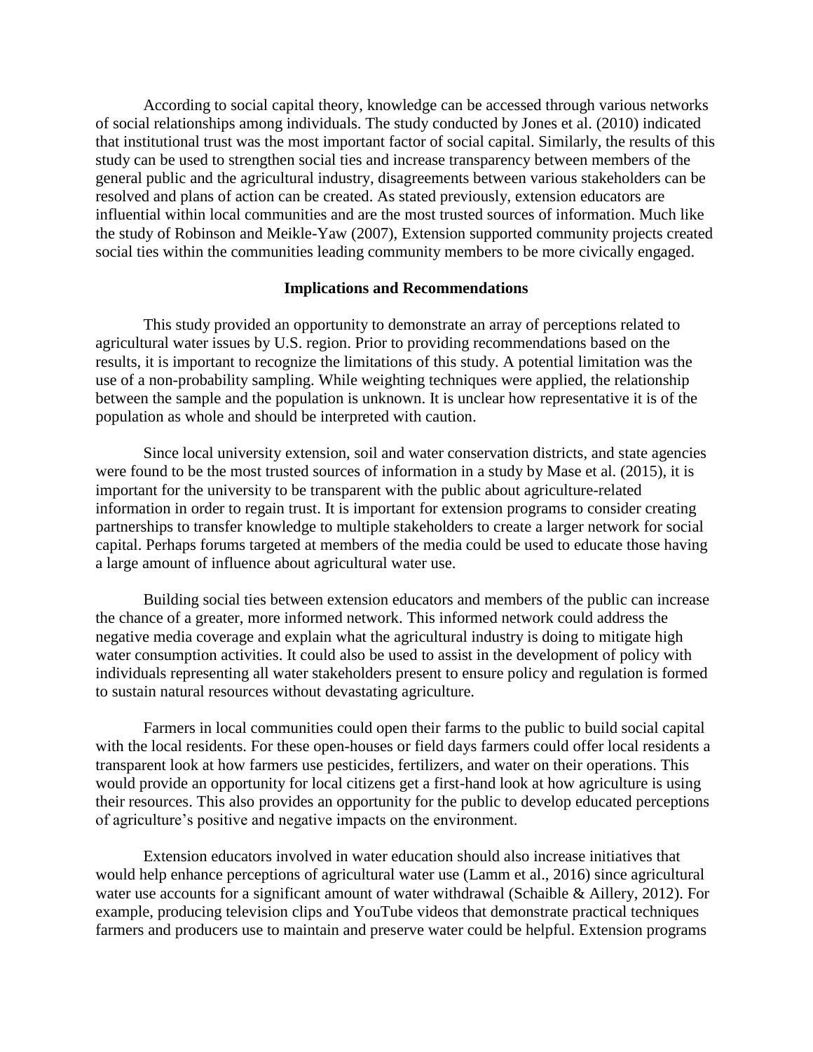According to social capital theory, knowledge can be accessed through various networks of social relationships among individuals. The study conducted by Jones et al. (2010) indicated that institutional trust was the most important factor of social capital. Similarly, the results of this study can be used to strengthen social ties and increase transparency between members of the general public and the agricultural industry, disagreements between various stakeholders can be resolved and plans of action can be created. As stated previously, extension educators are influential within local communities and are the most trusted sources of information. Much like the study of Robinson and Meikle-Yaw (2007), Extension supported community projects created social ties within the communities leading community members to be more civically engaged.

## Implications and Recommendations

This study provided an opportunity to demonstrate an array of perceptions related to agricultural water issues by U.S. region. Prior to providing recommendations based on the results, it is important to recognize the limitations of this study. A potential limitation was the use of a non-probability sampling. While weighting techniques were applied, the relationship between the sample and the population is unknown. It is unclear how representative it is of the population as whole and should be interpreted with caution.

Since local university extension, soil and water conservation districts, and state agencies were found to be the most trusted sources of information in a study by Mase et al. (2015), it is important for the university to be transparent with the public about agriculture-related information in order to regain trust. It is important for extension programs to consider creating partnerships to transfer knowledge to multiple stakeholders to create a larger network for social capital. Perhaps forums targeted at members of the media could be used to educate those having a large amount of influence about agricultural water use.

Building social ties between extension educators and members of the public can increase the chance of a greater, more informed network. This informed network could address the negative media coverage and explain what the agricultural industry is doing to mitigate high water consumption activities. It could also be used to assist in the development of policy with individuals representing all water stakeholders present to ensure policy and regulation is formed to sustain natural resources without devastating agriculture.

Farmers in local communities could open their farms to the public to build social capital with the local residents. For these open-houses or field days farmers could offer local residents a transparent look at how farmers use pesticides, fertilizers, and water on their operations. This would provide an opportunity for local citizens get a first-hand look at how agriculture is using their resources. This also provides an opportunity for the public to develop educated perceptions of agriculture's positive and negative impacts on the environment.

Extension educators involved in water education should also increase initiatives that would help enhance perceptions of agricultural water use (Lamm et al., 2016) since agricultural water use accounts for a significant amount of water withdrawal (Schaible & Aillery, 2012). For example, producing television clips and YouTube videos that demonstrate practical techniques farmers and producers use to maintain and preserve water could be helpful. Extension programs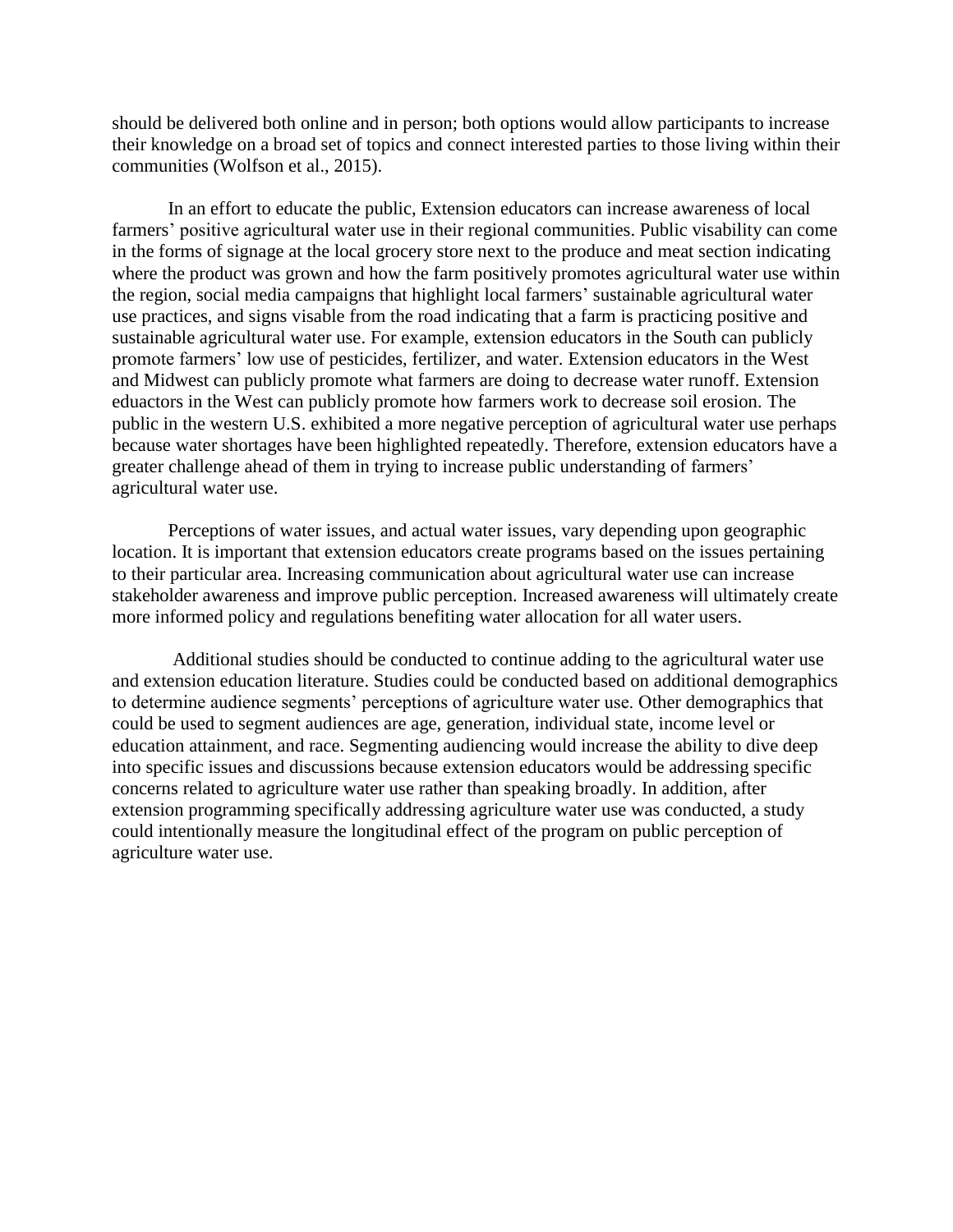should be delivered both online and in person; both options would allow participants to increase their knowledge on a broad set of topics and connect interested parties to those living within their communities (Wolfson et al., 2015).

In an effort to educate the public, Extension educators can increase awareness of local farmers' positive agricultural water use in their regional communities. Public visability can come in the forms of signage at the local grocery store next to the produce and meat section indicating where the product was grown and how the farm positively promotes agricultural water use within the region, social media campaigns that highlight local farmers' sustainable agricultural water use practices, and signs visable from the road indicating that a farm is practicing positive and sustainable agricultural water use. For example, extension educators in the South can publicly promote farmers' low use of pesticides, fertilizer, and water. Extension educators in the West and Midwest can publicly promote what farmers are doing to decrease water runoff. Extension eduactors in the West can publicly promote how farmers work to decrease soil erosion. The public in the western U.S. exhibited a more negative perception of agricultural water use perhaps because water shortages have been highlighted repeatedly. Therefore, extension educators have a greater challenge ahead of them in trying to increase public understanding of farmers' agricultural water use.

Perceptions of water issues, and actual water issues, vary depending upon geographic location. It is important that extension educators create programs based on the issues pertaining to their particular area. Increasing communication about agricultural water use can increase stakeholder awareness and improve public perception. Increased awareness will ultimately create more informed policy and regulations benefiting water allocation for all water users.

Additional studies should be conducted to continue adding to the agricultural water use and extension education literature. Studies could be conducted based on additional demographics to determine audience segments' perceptions of agriculture water use. Other demographics that could be used to segment audiences are age, generation, individual state, income level or education attainment, and race. Segmenting audiencing would increase the ability to dive deep into specific issues and discussions because extension educators would be addressing specific concerns related to agriculture water use rather than speaking broadly. In addition, after extension programming specifically addressing agriculture water use was conducted, a study could intentionally measure the longitudinal effect of the program on public perception of agriculture water use.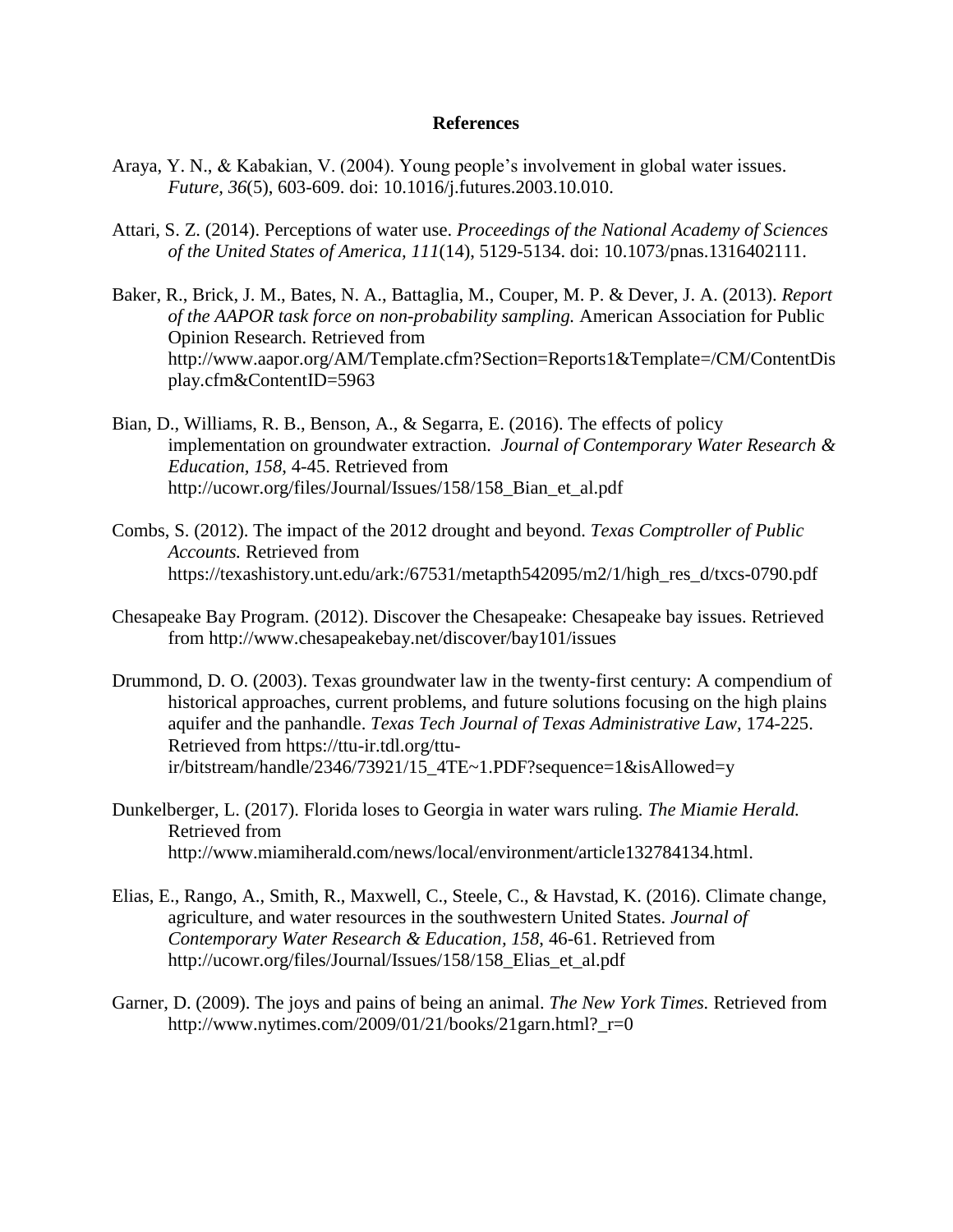# References

Araya, Y. N., & Kabakian, V. (2004). Young people's involvement in global water issues. *Future*, *36*(5), 603-609. doi: 10.1016/j.futures.2003.10.010.

Attari, S. Z. (2014). Perceptions of water use. *Proceedings of the National Academy of Sciences of the United States of America, 111*(14), 5129-5134. doi: 10.1073/pnas.1316402111.

Baker, R., Brick, J. M., Bates, N. A., Battaglia, M., Couper, M. P. & Dever, J. A. (2013). *Report of the AAPOR task force on non-probability sampling.* American Association for Public Opinion Research. Retrieved from http://www.aapor.org/AM/Template.cfm?Section=Reports1&Template=/CM/ContentDisplay.cfm&ContentID=5963

Bian, D., Williams, R. B., Benson, A., & Segarra, E. (2016). The effects of policy implementation on groundwater extraction. *Journal of Contemporary Water Research & Education, 158*, 4-45. Retrieved from http://ucowr.org/files/Journal/Issues/158/158_Bian_et_al.pdf

Combs, S. (2012). The impact of the 2012 drought and beyond. *Texas Comptroller of Public Accounts.* Retrieved from https://texashistory.unt.edu/ark:/67531/metapth542095/m2/1/high_res_d/txcs-0790.pdf

Chesapeake Bay Program. (2012). Discover the Chesapeake: Chesapeake bay issues. Retrieved from http://www.chesapeakebay.net/discover/bay101/issues

Drummond, D. O. (2003). Texas groundwater law in the twenty-first century: A compendium of historical approaches, current problems, and future solutions focusing on the high plains aquifer and the panhandle. *Texas Tech Journal of Texas Administrative Law*, 174-225. Retrieved from https://ttu-ir.tdl.org/ttu-ir/bitstream/handle/2346/73921/15_4TE~1.PDF?sequence=1&isAllowed=y

Dunkelberger, L. (2017). Florida loses to Georgia in water wars ruling. *The Miamie Herald.* Retrieved from http://www.miamiherald.com/news/local/environment/article132784134.html.

Elias, E., Rango, A., Smith, R., Maxwell, C., Steele, C., & Havstad, K. (2016). Climate change, agriculture, and water resources in the southwestern United States. *Journal of Contemporary Water Research & Education, 158*, 46-61. Retrieved from http://ucowr.org/files/Journal/Issues/158/158_Elias_et_al.pdf

Garner, D. (2009). The joys and pains of being an animal. *The New York Times.* Retrieved from http://www.nytimes.com/2009/01/21/books/21garn.html?_r=0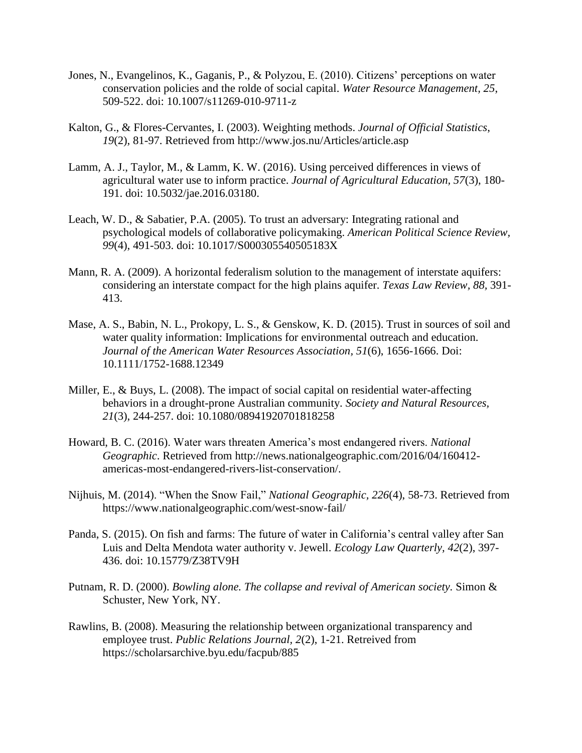Jones, N., Evangelinos, K., Gaganis, P., & Polyzou, E. (2010). Citizens' perceptions on water conservation policies and the rolde of social capital. *Water Resource Management, 25*, 509-522. doi: 10.1007/s11269-010-9711-z

Kalton, G., & Flores-Cervantes, I. (2003). Weighting methods. *Journal of Official Statistics, 19*(2), 81-97. Retrieved from http://www.jos.nu/Articles/article.asp

Lamm, A. J., Taylor, M., & Lamm, K. W. (2016). Using perceived differences in views of agricultural water use to inform practice. *Journal of Agricultural Education, 57*(3), 180-191. doi: 10.5032/jae.2016.03180.

Leach, W. D., & Sabatier, P.A. (2005). To trust an adversary: Integrating rational and psychological models of collaborative policymaking. *American Political Science Review, 99*(4), 491-503. doi: 10.1017/S000305540505183X

Mann, R. A. (2009). A horizontal federalism solution to the management of interstate aquifers: considering an interstate compact for the high plains aquifer. *Texas Law Review, 88,* 391-413.

Mase, A. S., Babin, N. L., Prokopy, L. S., & Genskow, K. D. (2015). Trust in sources of soil and water quality information: Implications for environmental outreach and education. *Journal of the American Water Resources Association, 51*(6), 1656-1666. Doi: 10.1111/1752-1688.12349

Miller, E., & Buys, L. (2008). The impact of social capital on residential water-affecting behaviors in a drought-prone Australian community. *Society and Natural Resources, 21*(3), 244-257. doi: 10.1080/08941920701818258

Howard, B. C. (2016). Water wars threaten America's most endangered rivers. *National Geographic*. Retrieved from http://news.nationalgeographic.com/2016/04/160412-americas-most-endangered-rivers-list-conservation/.

Nijhuis, M. (2014). "When the Snow Fail," *National Geographic, 226*(4), 58-73. Retrieved from https://www.nationalgeographic.com/west-snow-fail/

Panda, S. (2015). On fish and farms: The future of water in California's central valley after San Luis and Delta Mendota water authority v. Jewell. *Ecology Law Quarterly, 42*(2), 397-436. doi: 10.15779/Z38TV9H

Putnam, R. D. (2000). *Bowling alone. The collapse and revival of American society.* Simon & Schuster, New York, NY.

Rawlins, B. (2008). Measuring the relationship between organizational transparency and employee trust. *Public Relations Journal, 2*(2), 1-21. Retreived from https://scholarsarchive.byu.edu/facpub/885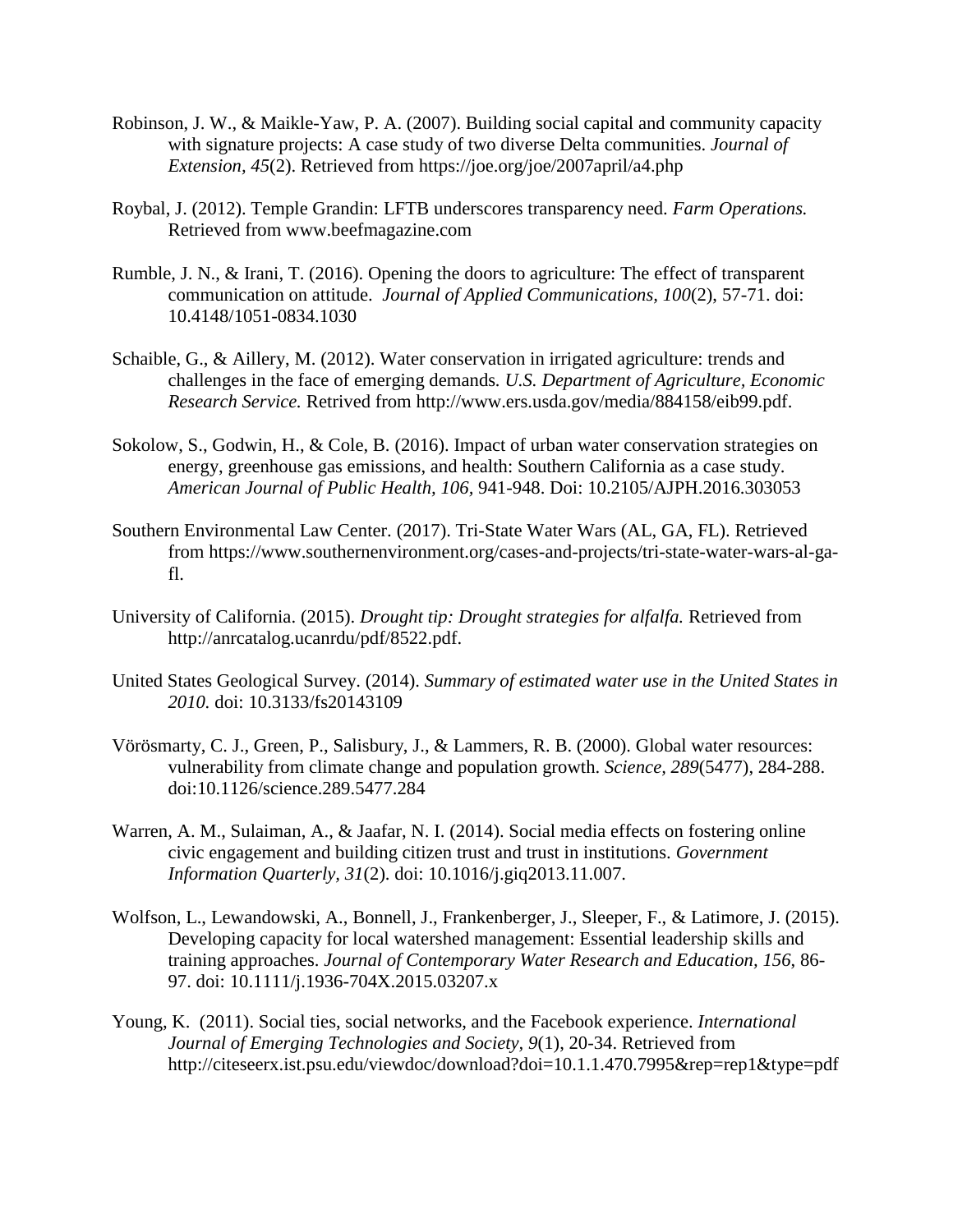Robinson, J. W., & Maikle-Yaw, P. A. (2007). Building social capital and community capacity with signature projects: A case study of two diverse Delta communities. *Journal of Extension, 45*(2). Retrieved from https://joe.org/joe/2007april/a4.php

Roybal, J. (2012). Temple Grandin: LFTB underscores transparency need. *Farm Operations.* Retrieved from www.beefmagazine.com

Rumble, J. N., & Irani, T. (2016). Opening the doors to agriculture: The effect of transparent communication on attitude. *Journal of Applied Communications, 100*(2), 57-71. doi: 10.4148/1051-0834.1030

Schaible, G., & Aillery, M. (2012). Water conservation in irrigated agriculture: trends and challenges in the face of emerging demands*. U.S. Department of Agriculture, Economic Research Service.* Retrived from http://www.ers.usda.gov/media/884158/eib99.pdf.

Sokolow, S., Godwin, H., & Cole, B. (2016). Impact of urban water conservation strategies on energy, greenhouse gas emissions, and health: Southern California as a case study. *American Journal of Public Health, 106*, 941-948. Doi: 10.2105/AJPH.2016.303053

Southern Environmental Law Center. (2017). Tri-State Water Wars (AL, GA, FL). Retrieved from https://www.southernenvironment.org/cases-and-projects/tri-state-water-wars-al-ga-fl.

University of California. (2015). *Drought tip: Drought strategies for alfalfa.* Retrieved from http://anrcatalog.ucanrdu/pdf/8522.pdf.

United States Geological Survey. (2014). *Summary of estimated water use in the United States in 2010.* doi: 10.3133/fs20143109

Vörösmarty, C. J., Green, P., Salisbury, J., & Lammers, R. B. (2000). Global water resources: vulnerability from climate change and population growth. *Science, 289*(5477), 284-288. doi:10.1126/science.289.5477.284

Warren, A. M., Sulaiman, A., & Jaafar, N. I. (2014). Social media effects on fostering online civic engagement and building citizen trust and trust in institutions. *Government Information Quarterly, 31*(2). doi: 10.1016/j.giq2013.11.007.

Wolfson, L., Lewandowski, A., Bonnell, J., Frankenberger, J., Sleeper, F., & Latimore, J. (2015). Developing capacity for local watershed management: Essential leadership skills and training approaches. *Journal of Contemporary Water Research and Education, 156*, 86-97. doi: 10.1111/j.1936-704X.2015.03207.x

Young, K. (2011). Social ties, social networks, and the Facebook experience. *International Journal of Emerging Technologies and Society, 9*(1), 20-34. Retrieved from http://citeseerx.ist.psu.edu/viewdoc/download?doi=10.1.1.470.7995&rep=rep1&type=pdf